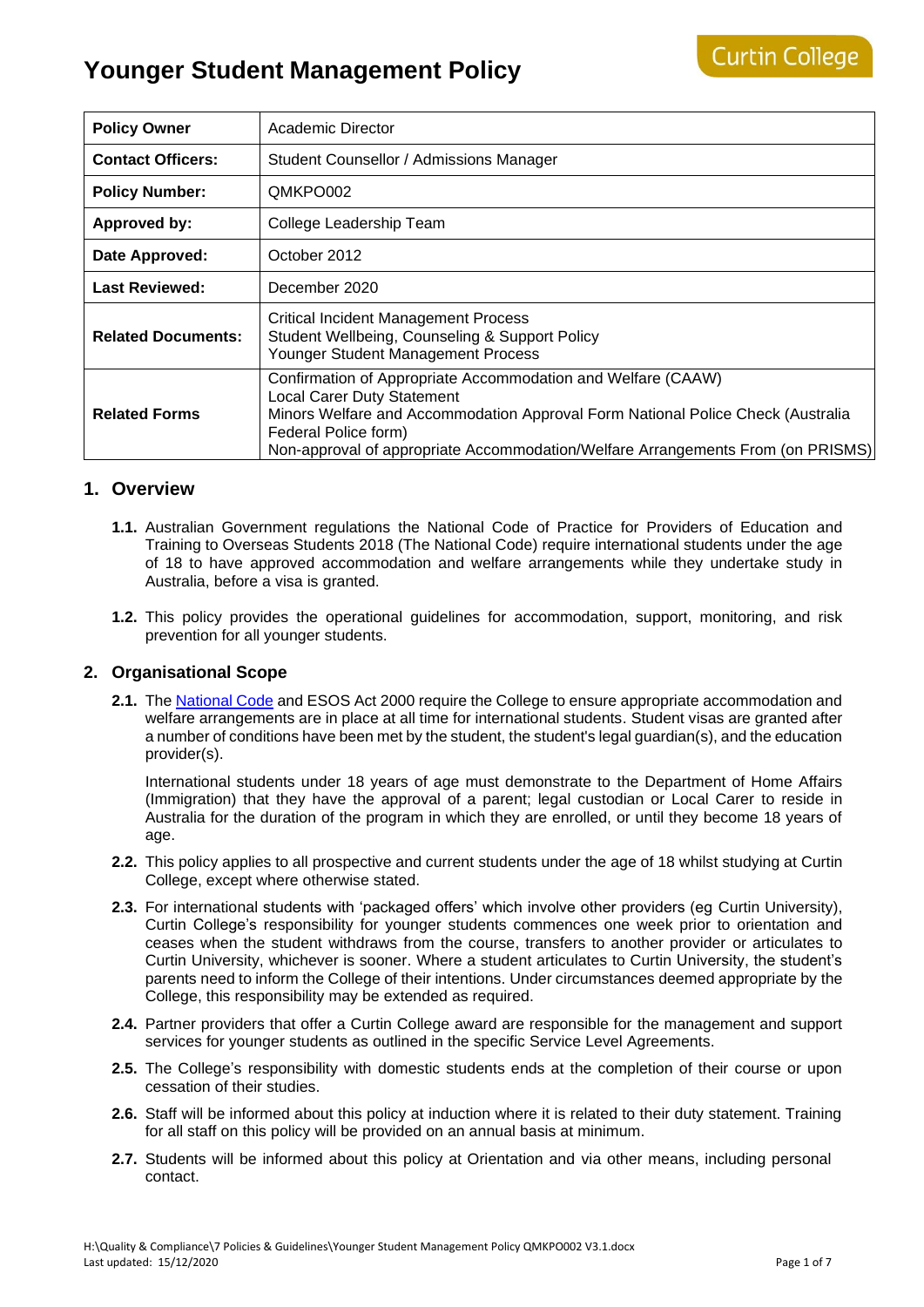# Younger Student Management Policy

| | |
|---|---|
| **Policy Owner** | Academic Director |
| **Contact Officers:** | Student Counsellor / Admissions Manager |
| **Policy Number:** | QMKPO002 |
| **Approved by:** | College Leadership Team |
| **Date Approved:** | October 2012 |
| **Last Reviewed:** | December 2020 |
| **Related Documents:** | Critical Incident Management Process<br>Student Wellbeing, Counseling & Support Policy<br>Younger Student Management Process |
| **Related Forms** | Confirmation of Appropriate Accommodation and Welfare (CAAW)<br>Local Carer Duty Statement<br>Minors Welfare and Accommodation Approval Form National Police Check (Australia Federal Police form)<br>Non-approval of appropriate Accommodation/Welfare Arrangements From (on PRISMS) |

## 1. Overview

**1.1.** Australian Government regulations the National Code of Practice for Providers of Education and Training to Overseas Students 2018 (The National Code) require international students under the age of 18 to have approved accommodation and welfare arrangements while they undertake study in Australia, before a visa is granted.

**1.2.** This policy provides the operational guidelines for accommodation, support, monitoring, and risk prevention for all younger students.

## 2. Organisational Scope

**2.1.** The National Code and ESOS Act 2000 require the College to ensure appropriate accommodation and welfare arrangements are in place at all time for international students. Student visas are granted after a number of conditions have been met by the student, the student's legal guardian(s), and the education provider(s).

International students under 18 years of age must demonstrate to the Department of Home Affairs (Immigration) that they have the approval of a parent; legal custodian or Local Carer to reside in Australia for the duration of the program in which they are enrolled, or until they become 18 years of age.

**2.2.** This policy applies to all prospective and current students under the age of 18 whilst studying at Curtin College, except where otherwise stated.

**2.3.** For international students with 'packaged offers' which involve other providers (eg Curtin University), Curtin College's responsibility for younger students commences one week prior to orientation and ceases when the student withdraws from the course, transfers to another provider or articulates to Curtin University, whichever is sooner. Where a student articulates to Curtin University, the student's parents need to inform the College of their intentions. Under circumstances deemed appropriate by the College, this responsibility may be extended as required.

**2.4.** Partner providers that offer a Curtin College award are responsible for the management and support services for younger students as outlined in the specific Service Level Agreements.

**2.5.** The College's responsibility with domestic students ends at the completion of their course or upon cessation of their studies.

**2.6.** Staff will be informed about this policy at induction where it is related to their duty statement. Training for all staff on this policy will be provided on an annual basis at minimum.

**2.7.** Students will be informed about this policy at Orientation and via other means, including personal contact.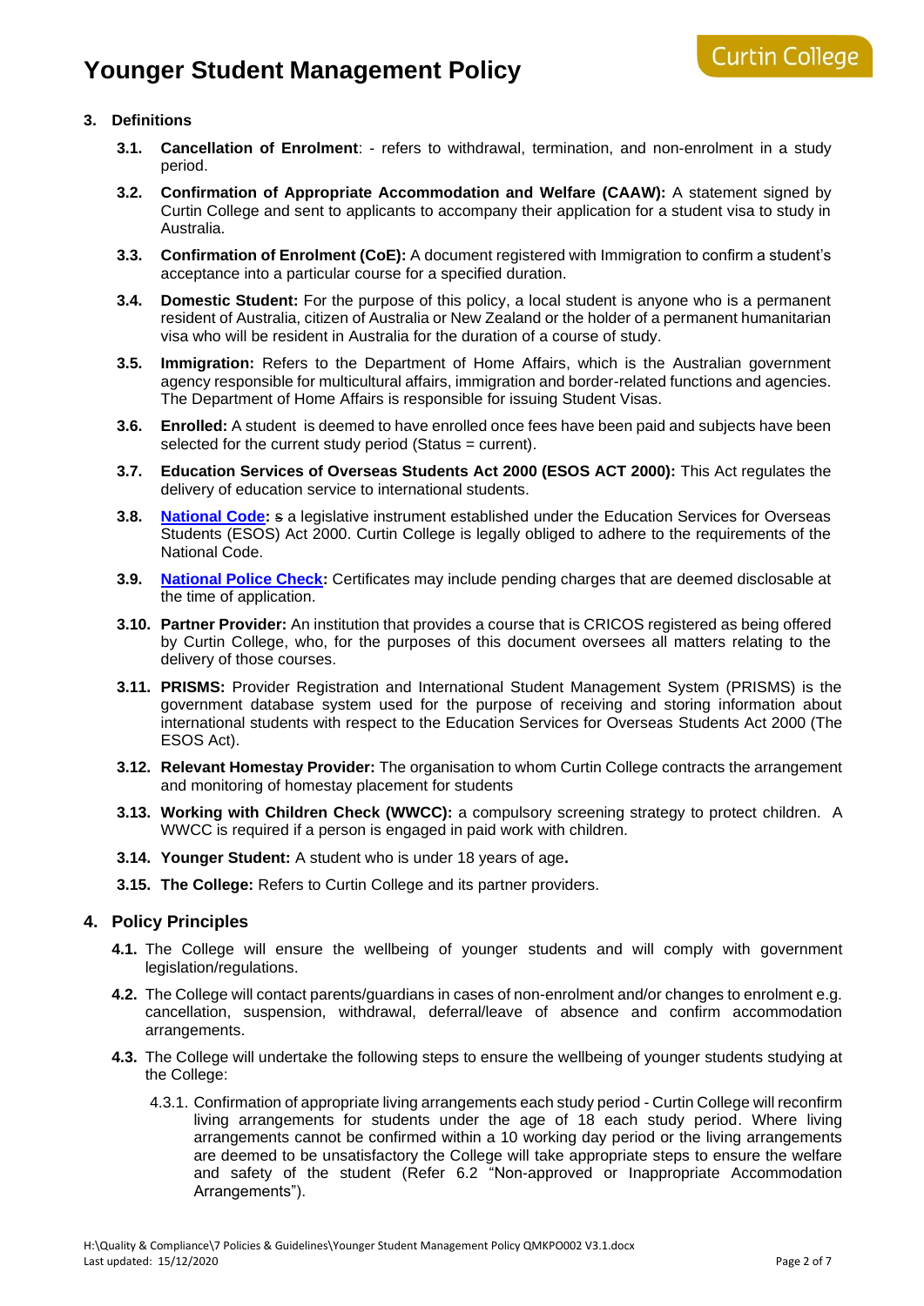## 3. Definitions

**3.1. Cancellation of Enrolment**: - refers to withdrawal, termination, and non-enrolment in a study period.

**3.2. Confirmation of Appropriate Accommodation and Welfare (CAAW):** A statement signed by Curtin College and sent to applicants to accompany their application for a student visa to study in Australia.

**3.3. Confirmation of Enrolment (CoE):** A document registered with Immigration to confirm a student's acceptance into a particular course for a specified duration.

**3.4. Domestic Student:** For the purpose of this policy, a local student is anyone who is a permanent resident of Australia, citizen of Australia or New Zealand or the holder of a permanent humanitarian visa who will be resident in Australia for the duration of a course of study.

**3.5. Immigration:** Refers to the Department of Home Affairs, which is the Australian government agency responsible for multicultural affairs, immigration and border-related functions and agencies. The Department of Home Affairs is responsible for issuing Student Visas.

**3.6. Enrolled:** A student is deemed to have enrolled once fees have been paid and subjects have been selected for the current study period (Status = current).

**3.7. Education Services of Overseas Students Act 2000 (ESOS ACT 2000):** This Act regulates the delivery of education service to international students.

**3.8. National Code:** ~~s~~ a legislative instrument established under the Education Services for Overseas Students (ESOS) Act 2000. Curtin College is legally obliged to adhere to the requirements of the National Code.

**3.9. National Police Check:** Certificates may include pending charges that are deemed disclosable at the time of application.

**3.10. Partner Provider:** An institution that provides a course that is CRICOS registered as being offered by Curtin College, who, for the purposes of this document oversees all matters relating to the delivery of those courses.

**3.11. PRISMS:** Provider Registration and International Student Management System (PRISMS) is the government database system used for the purpose of receiving and storing information about international students with respect to the Education Services for Overseas Students Act 2000 (The ESOS Act).

**3.12. Relevant Homestay Provider:** The organisation to whom Curtin College contracts the arrangement and monitoring of homestay placement for students

**3.13. Working with Children Check (WWCC):** a compulsory screening strategy to protect children. A WWCC is required if a person is engaged in paid work with children.

**3.14. Younger Student:** A student who is under 18 years of age**.**

**3.15. The College:** Refers to Curtin College and its partner providers.

## 4. Policy Principles

**4.1.** The College will ensure the wellbeing of younger students and will comply with government legislation/regulations.

**4.2.** The College will contact parents/guardians in cases of non-enrolment and/or changes to enrolment e.g. cancellation, suspension, withdrawal, deferral/leave of absence and confirm accommodation arrangements.

**4.3.** The College will undertake the following steps to ensure the wellbeing of younger students studying at the College:

4.3.1. Confirmation of appropriate living arrangements each study period - Curtin College will reconfirm living arrangements for students under the age of 18 each study period. Where living arrangements cannot be confirmed within a 10 working day period or the living arrangements are deemed to be unsatisfactory the College will take appropriate steps to ensure the welfare and safety of the student (Refer 6.2 "Non-approved or Inappropriate Accommodation Arrangements").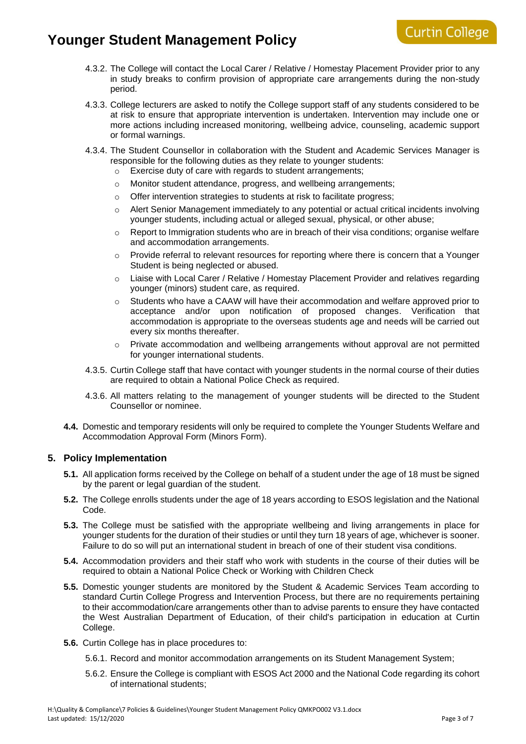4.3.2. The College will contact the Local Carer / Relative / Homestay Placement Provider prior to any in study breaks to confirm provision of appropriate care arrangements during the non-study period.

4.3.3. College lecturers are asked to notify the College support staff of any students considered to be at risk to ensure that appropriate intervention is undertaken. Intervention may include one or more actions including increased monitoring, wellbeing advice, counseling, academic support or formal warnings.

4.3.4. The Student Counsellor in collaboration with the Student and Academic Services Manager is responsible for the following duties as they relate to younger students:

- Exercise duty of care with regards to student arrangements;
- Monitor student attendance, progress, and wellbeing arrangements;
- Offer intervention strategies to students at risk to facilitate progress;
- Alert Senior Management immediately to any potential or actual critical incidents involving younger students, including actual or alleged sexual, physical, or other abuse;
- Report to Immigration students who are in breach of their visa conditions; organise welfare and accommodation arrangements.
- Provide referral to relevant resources for reporting where there is concern that a Younger Student is being neglected or abused.
- Liaise with Local Carer / Relative / Homestay Placement Provider and relatives regarding younger (minors) student care, as required.
- Students who have a CAAW will have their accommodation and welfare approved prior to acceptance and/or upon notification of proposed changes. Verification that accommodation is appropriate to the overseas students age and needs will be carried out every six months thereafter.
- Private accommodation and wellbeing arrangements without approval are not permitted for younger international students.

4.3.5. Curtin College staff that have contact with younger students in the normal course of their duties are required to obtain a National Police Check as required.

4.3.6. All matters relating to the management of younger students will be directed to the Student Counsellor or nominee.

**4.4.** Domestic and temporary residents will only be required to complete the Younger Students Welfare and Accommodation Approval Form (Minors Form).

## 5. Policy Implementation

**5.1.** All application forms received by the College on behalf of a student under the age of 18 must be signed by the parent or legal guardian of the student.

**5.2.** The College enrolls students under the age of 18 years according to ESOS legislation and the National Code.

**5.3.** The College must be satisfied with the appropriate wellbeing and living arrangements in place for younger students for the duration of their studies or until they turn 18 years of age, whichever is sooner. Failure to do so will put an international student in breach of one of their student visa conditions.

**5.4.** Accommodation providers and their staff who work with students in the course of their duties will be required to obtain a National Police Check or Working with Children Check

**5.5.** Domestic younger students are monitored by the Student & Academic Services Team according to standard Curtin College Progress and Intervention Process, but there are no requirements pertaining to their accommodation/care arrangements other than to advise parents to ensure they have contacted the West Australian Department of Education, of their child's participation in education at Curtin College.

**5.6.** Curtin College has in place procedures to:

5.6.1. Record and monitor accommodation arrangements on its Student Management System;

5.6.2. Ensure the College is compliant with ESOS Act 2000 and the National Code regarding its cohort of international students;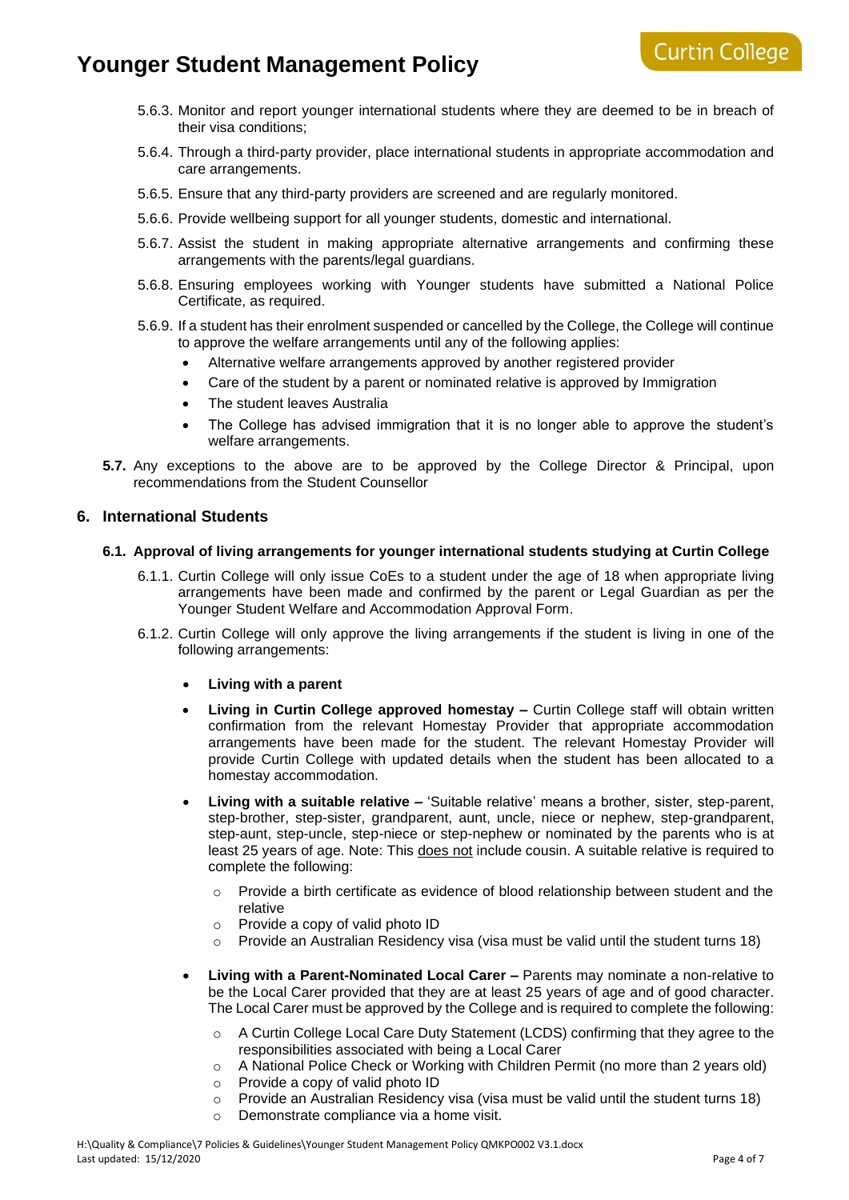5.6.3. Monitor and report younger international students where they are deemed to be in breach of their visa conditions;

5.6.4. Through a third-party provider, place international students in appropriate accommodation and care arrangements.

5.6.5. Ensure that any third-party providers are screened and are regularly monitored.

5.6.6. Provide wellbeing support for all younger students, domestic and international.

5.6.7. Assist the student in making appropriate alternative arrangements and confirming these arrangements with the parents/legal guardians.

5.6.8. Ensuring employees working with Younger students have submitted a National Police Certificate, as required.

5.6.9. If a student has their enrolment suspended or cancelled by the College, the College will continue to approve the welfare arrangements until any of the following applies:

- Alternative welfare arrangements approved by another registered provider
- Care of the student by a parent or nominated relative is approved by Immigration
- The student leaves Australia
- The College has advised immigration that it is no longer able to approve the student's welfare arrangements.

**5.7.** Any exceptions to the above are to be approved by the College Director & Principal, upon recommendations from the Student Counsellor

## 6. International Students

### 6.1. Approval of living arrangements for younger international students studying at Curtin College

6.1.1. Curtin College will only issue CoEs to a student under the age of 18 when appropriate living arrangements have been made and confirmed by the parent or Legal Guardian as per the Younger Student Welfare and Accommodation Approval Form.

6.1.2. Curtin College will only approve the living arrangements if the student is living in one of the following arrangements:

- **Living with a parent**
- **Living in Curtin College approved homestay –** Curtin College staff will obtain written confirmation from the relevant Homestay Provider that appropriate accommodation arrangements have been made for the student. The relevant Homestay Provider will provide Curtin College with updated details when the student has been allocated to a homestay accommodation.
- **Living with a suitable relative –** 'Suitable relative' means a brother, sister, step-parent, step-brother, step-sister, grandparent, aunt, uncle, niece or nephew, step-grandparent, step-aunt, step-uncle, step-niece or step-nephew or nominated by the parents who is at least 25 years of age. Note: This <u>does not</u> include cousin. A suitable relative is required to complete the following:
    - Provide a birth certificate as evidence of blood relationship between student and the relative
    - Provide a copy of valid photo ID
    - Provide an Australian Residency visa (visa must be valid until the student turns 18)
- **Living with a Parent-Nominated Local Carer –** Parents may nominate a non-relative to be the Local Carer provided that they are at least 25 years of age and of good character. The Local Carer must be approved by the College and is required to complete the following:
    - A Curtin College Local Care Duty Statement (LCDS) confirming that they agree to the responsibilities associated with being a Local Carer
    - A National Police Check or Working with Children Permit (no more than 2 years old)
    - Provide a copy of valid photo ID
    - Provide an Australian Residency visa (visa must be valid until the student turns 18)
    - Demonstrate compliance via a home visit.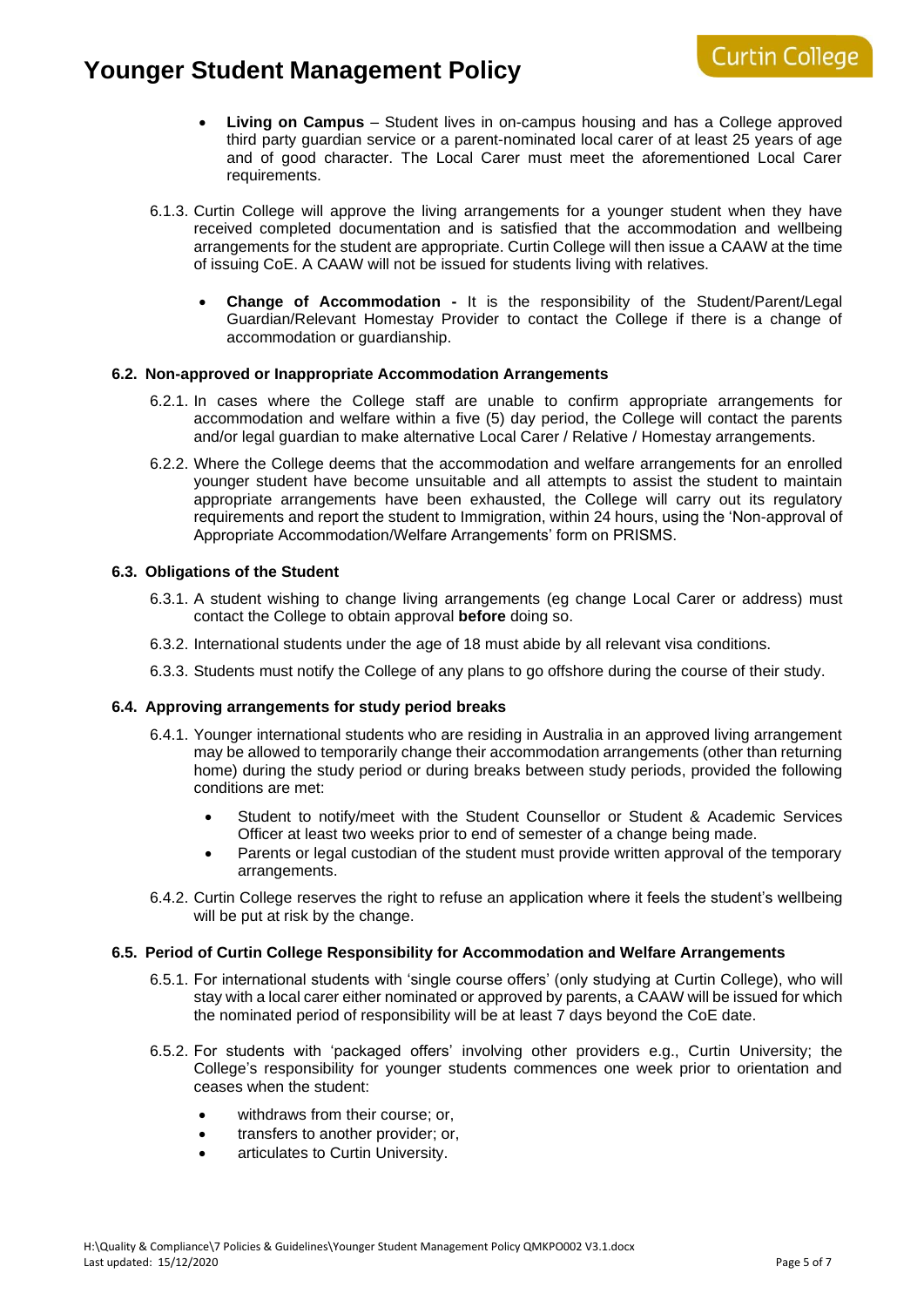- **Living on Campus** – Student lives in on-campus housing and has a College approved third party guardian service or a parent-nominated local carer of at least 25 years of age and of good character. The Local Carer must meet the aforementioned Local Carer requirements.

6.1.3. Curtin College will approve the living arrangements for a younger student when they have received completed documentation and is satisfied that the accommodation and wellbeing arrangements for the student are appropriate. Curtin College will then issue a CAAW at the time of issuing CoE. A CAAW will not be issued for students living with relatives.

- **Change of Accommodation -** It is the responsibility of the Student/Parent/Legal Guardian/Relevant Homestay Provider to contact the College if there is a change of accommodation or guardianship.

### 6.2. Non-approved or Inappropriate Accommodation Arrangements

6.2.1. In cases where the College staff are unable to confirm appropriate arrangements for accommodation and welfare within a five (5) day period, the College will contact the parents and/or legal guardian to make alternative Local Carer / Relative / Homestay arrangements.

6.2.2. Where the College deems that the accommodation and welfare arrangements for an enrolled younger student have become unsuitable and all attempts to assist the student to maintain appropriate arrangements have been exhausted, the College will carry out its regulatory requirements and report the student to Immigration, within 24 hours, using the 'Non-approval of Appropriate Accommodation/Welfare Arrangements' form on PRISMS.

### 6.3. Obligations of the Student

6.3.1. A student wishing to change living arrangements (eg change Local Carer or address) must contact the College to obtain approval **before** doing so.

6.3.2. International students under the age of 18 must abide by all relevant visa conditions.

6.3.3. Students must notify the College of any plans to go offshore during the course of their study.

### 6.4. Approving arrangements for study period breaks

6.4.1. Younger international students who are residing in Australia in an approved living arrangement may be allowed to temporarily change their accommodation arrangements (other than returning home) during the study period or during breaks between study periods, provided the following conditions are met:

- Student to notify/meet with the Student Counsellor or Student & Academic Services Officer at least two weeks prior to end of semester of a change being made.
- Parents or legal custodian of the student must provide written approval of the temporary arrangements.

6.4.2. Curtin College reserves the right to refuse an application where it feels the student's wellbeing will be put at risk by the change.

### 6.5. Period of Curtin College Responsibility for Accommodation and Welfare Arrangements

6.5.1. For international students with 'single course offers' (only studying at Curtin College), who will stay with a local carer either nominated or approved by parents, a CAAW will be issued for which the nominated period of responsibility will be at least 7 days beyond the CoE date.

6.5.2. For students with 'packaged offers' involving other providers e.g., Curtin University; the College's responsibility for younger students commences one week prior to orientation and ceases when the student:

- withdraws from their course; or,
- transfers to another provider; or,
- articulates to Curtin University.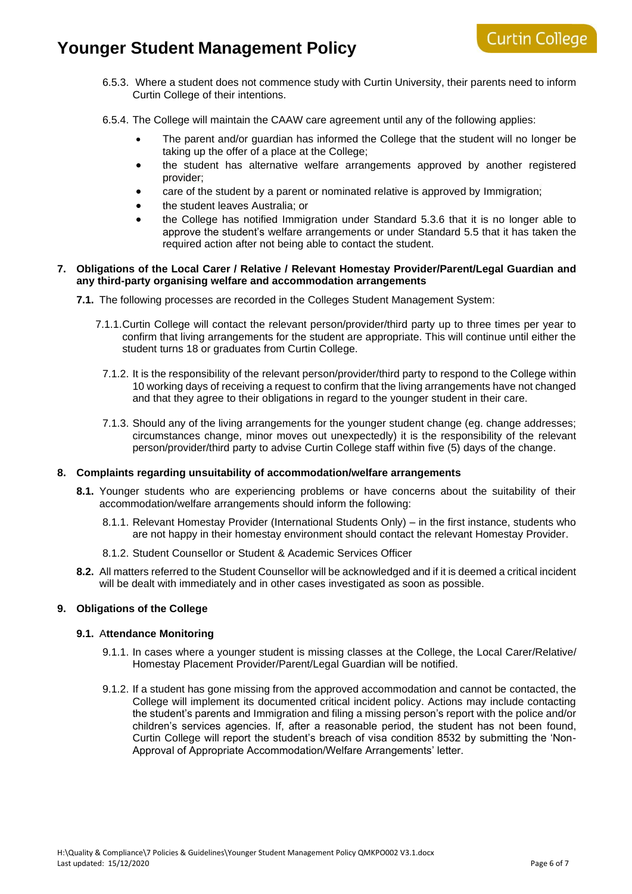6.5.3. Where a student does not commence study with Curtin University, their parents need to inform Curtin College of their intentions.

6.5.4. The College will maintain the CAAW care agreement until any of the following applies:

- The parent and/or guardian has informed the College that the student will no longer be taking up the offer of a place at the College;
- the student has alternative welfare arrangements approved by another registered provider;
- care of the student by a parent or nominated relative is approved by Immigration;
- the student leaves Australia; or
- the College has notified Immigration under Standard 5.3.6 that it is no longer able to approve the student's welfare arrangements or under Standard 5.5 that it has taken the required action after not being able to contact the student.

## 7. Obligations of the Local Carer / Relative / Relevant Homestay Provider/Parent/Legal Guardian and any third-party organising welfare and accommodation arrangements

**7.1.** The following processes are recorded in the Colleges Student Management System:

7.1.1. Curtin College will contact the relevant person/provider/third party up to three times per year to confirm that living arrangements for the student are appropriate. This will continue until either the student turns 18 or graduates from Curtin College.

7.1.2. It is the responsibility of the relevant person/provider/third party to respond to the College within 10 working days of receiving a request to confirm that the living arrangements have not changed and that they agree to their obligations in regard to the younger student in their care.

7.1.3. Should any of the living arrangements for the younger student change (eg. change addresses; circumstances change, minor moves out unexpectedly) it is the responsibility of the relevant person/provider/third party to advise Curtin College staff within five (5) days of the change.

## 8. Complaints regarding unsuitability of accommodation/welfare arrangements

**8.1.** Younger students who are experiencing problems or have concerns about the suitability of their accommodation/welfare arrangements should inform the following:

8.1.1. Relevant Homestay Provider (International Students Only) – in the first instance, students who are not happy in their homestay environment should contact the relevant Homestay Provider.

8.1.2. Student Counsellor or Student & Academic Services Officer

**8.2.** All matters referred to the Student Counsellor will be acknowledged and if it is deemed a critical incident will be dealt with immediately and in other cases investigated as soon as possible.

## 9. Obligations of the College

### 9.1. Attendance Monitoring

9.1.1. In cases where a younger student is missing classes at the College, the Local Carer/Relative/ Homestay Placement Provider/Parent/Legal Guardian will be notified.

9.1.2. If a student has gone missing from the approved accommodation and cannot be contacted, the College will implement its documented critical incident policy. Actions may include contacting the student's parents and Immigration and filing a missing person's report with the police and/or children's services agencies. If, after a reasonable period, the student has not been found, Curtin College will report the student's breach of visa condition 8532 by submitting the 'Non-Approval of Appropriate Accommodation/Welfare Arrangements' letter.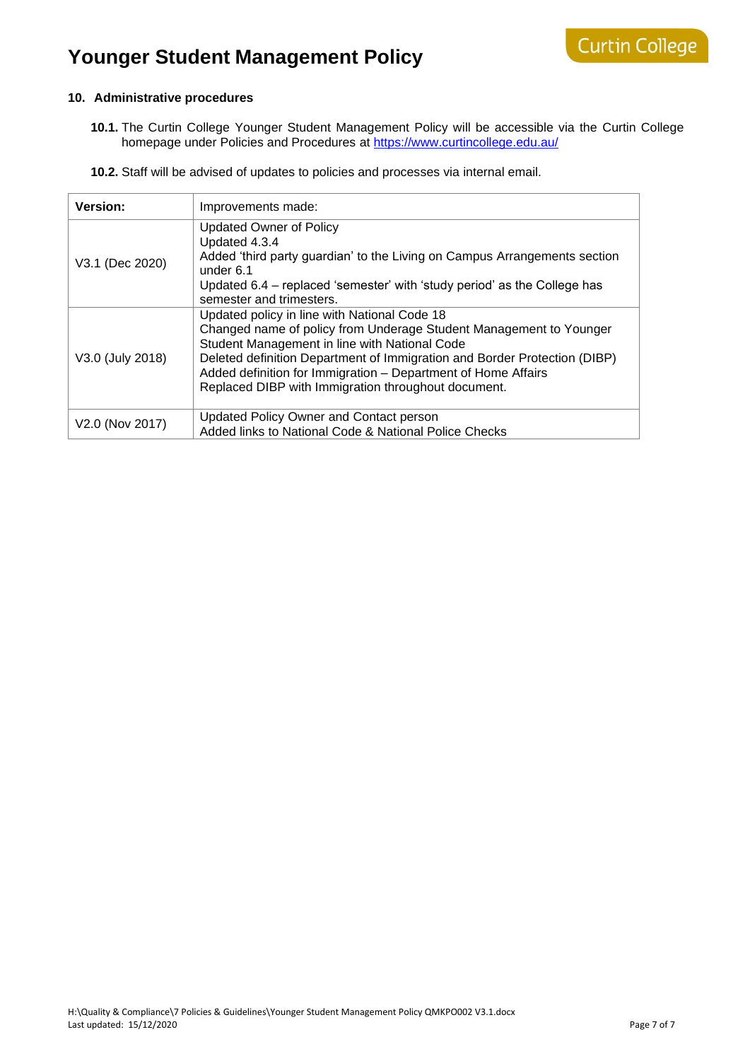## 10. Administrative procedures

**10.1.** The Curtin College Younger Student Management Policy will be accessible via the Curtin College homepage under Policies and Procedures at https://www.curtincollege.edu.au/

**10.2.** Staff will be advised of updates to policies and processes via internal email.

| **Version:** | Improvements made: |
|---|---|
| V3.1 (Dec 2020) | Updated Owner of Policy<br>Updated 4.3.4<br>Added 'third party guardian' to the Living on Campus Arrangements section under 6.1<br>Updated 6.4 – replaced 'semester' with 'study period' as the College has semester and trimesters. |
| V3.0 (July 2018) | Updated policy in line with National Code 18<br>Changed name of policy from Underage Student Management to Younger Student Management in line with National Code<br>Deleted definition Department of Immigration and Border Protection (DIBP)<br>Added definition for Immigration – Department of Home Affairs<br>Replaced DIBP with Immigration throughout document. |
| V2.0 (Nov 2017) | Updated Policy Owner and Contact person<br>Added links to National Code & National Police Checks |